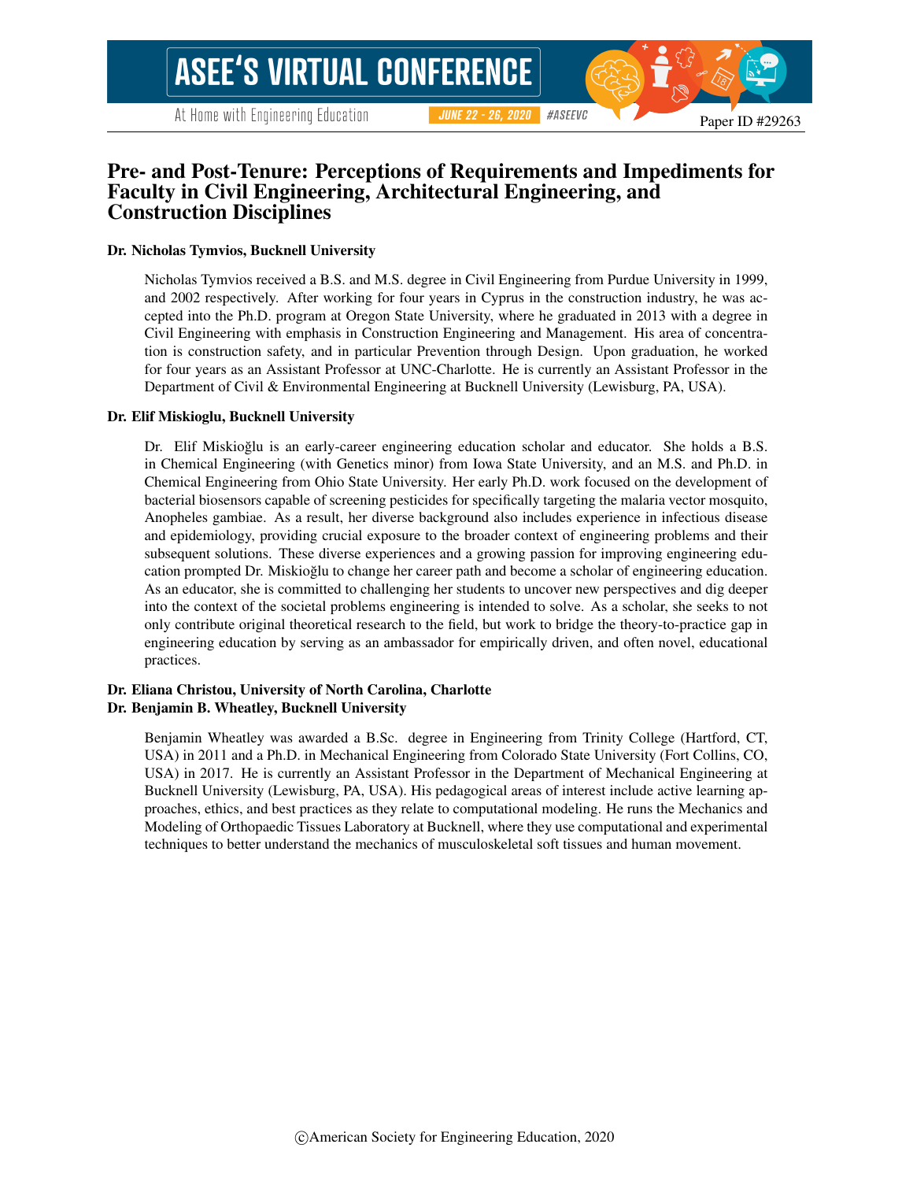Paper ID #29263

# Pre- and Post-Tenure: Perceptions of Requirements and Impediments for Faculty in Civil Engineering, Architectural Engineering, and Construction Disciplines

**Dr. Nicholas Tymvios, Bucknell University**

Nicholas Tymvios received a B.S. and M.S. degree in Civil Engineering from Purdue University in 1999, and 2002 respectively. After working for four years in Cyprus in the construction industry, he was accepted into the Ph.D. program at Oregon State University, where he graduated in 2013 with a degree in Civil Engineering with emphasis in Construction Engineering and Management. His area of concentration is construction safety, and in particular Prevention through Design. Upon graduation, he worked for four years as an Assistant Professor at UNC-Charlotte. He is currently an Assistant Professor in the Department of Civil & Environmental Engineering at Bucknell University (Lewisburg, PA, USA).

**Dr. Elif Miskioglu, Bucknell University**

Dr. Elif Miskioğlu is an early-career engineering education scholar and educator. She holds a B.S. in Chemical Engineering (with Genetics minor) from Iowa State University, and an M.S. and Ph.D. in Chemical Engineering from Ohio State University. Her early Ph.D. work focused on the development of bacterial biosensors capable of screening pesticides for specifically targeting the malaria vector mosquito, Anopheles gambiae. As a result, her diverse background also includes experience in infectious disease and epidemiology, providing crucial exposure to the broader context of engineering problems and their subsequent solutions. These diverse experiences and a growing passion for improving engineering education prompted Dr. Miskioğlu to change her career path and become a scholar of engineering education. As an educator, she is committed to challenging her students to uncover new perspectives and dig deeper into the context of the societal problems engineering is intended to solve. As a scholar, she seeks to not only contribute original theoretical research to the field, but work to bridge the theory-to-practice gap in engineering education by serving as an ambassador for empirically driven, and often novel, educational practices.

**Dr. Eliana Christou, University of North Carolina, Charlotte**

**Dr. Benjamin B. Wheatley, Bucknell University**

Benjamin Wheatley was awarded a B.Sc. degree in Engineering from Trinity College (Hartford, CT, USA) in 2011 and a Ph.D. in Mechanical Engineering from Colorado State University (Fort Collins, CO, USA) in 2017. He is currently an Assistant Professor in the Department of Mechanical Engineering at Bucknell University (Lewisburg, PA, USA). His pedagogical areas of interest include active learning approaches, ethics, and best practices as they relate to computational modeling. He runs the Mechanics and Modeling of Orthopaedic Tissues Laboratory at Bucknell, where they use computational and experimental techniques to better understand the mechanics of musculoskeletal soft tissues and human movement.

©American Society for Engineering Education, 2020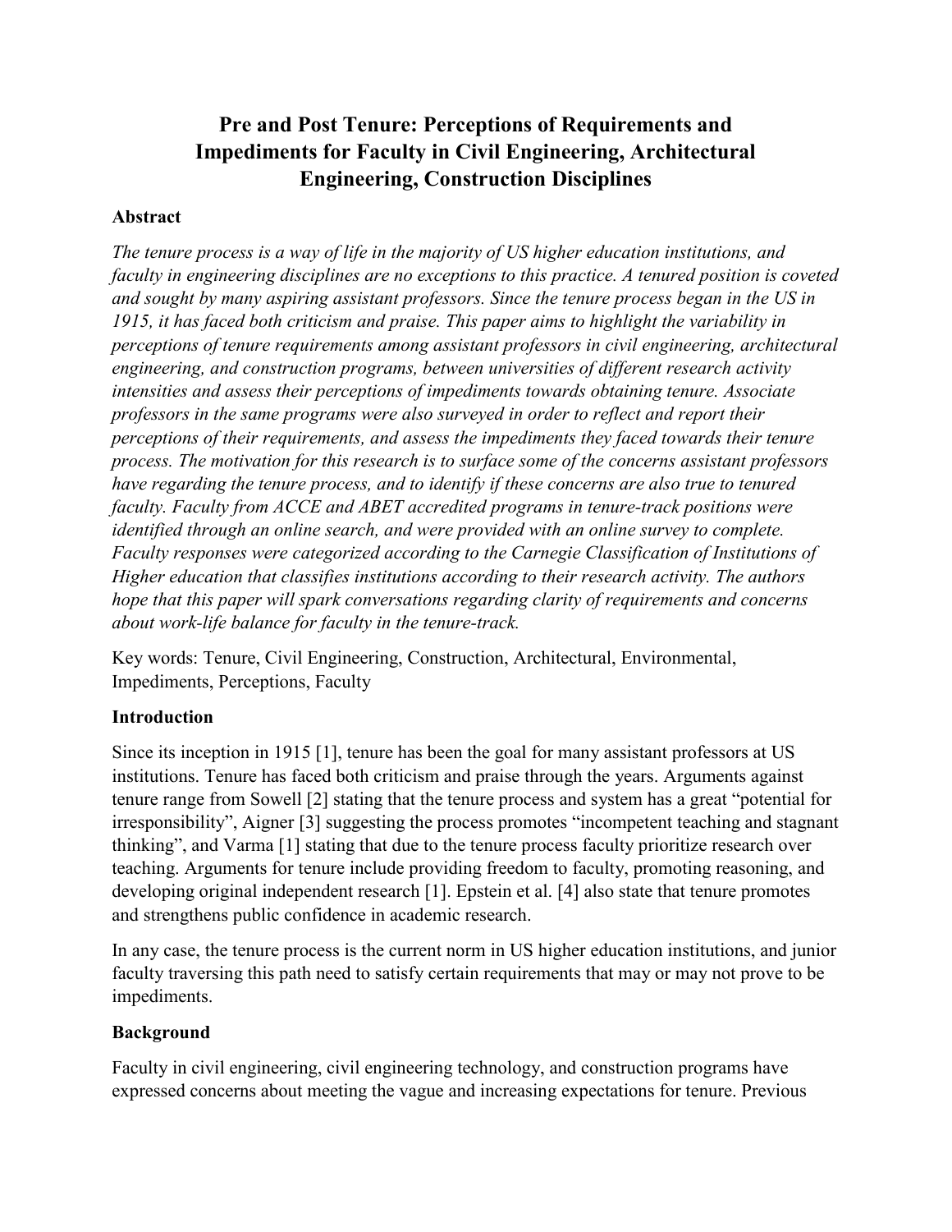# Pre and Post Tenure: Perceptions of Requirements and Impediments for Faculty in Civil Engineering, Architectural Engineering, Construction Disciplines

## Abstract

*The tenure process is a way of life in the majority of US higher education institutions, and faculty in engineering disciplines are no exceptions to this practice. A tenured position is coveted and sought by many aspiring assistant professors. Since the tenure process began in the US in 1915, it has faced both criticism and praise. This paper aims to highlight the variability in perceptions of tenure requirements among assistant professors in civil engineering, architectural engineering, and construction programs, between universities of different research activity intensities and assess their perceptions of impediments towards obtaining tenure. Associate professors in the same programs were also surveyed in order to reflect and report their perceptions of their requirements, and assess the impediments they faced towards their tenure process. The motivation for this research is to surface some of the concerns assistant professors have regarding the tenure process, and to identify if these concerns are also true to tenured faculty. Faculty from ACCE and ABET accredited programs in tenure-track positions were identified through an online search, and were provided with an online survey to complete. Faculty responses were categorized according to the Carnegie Classification of Institutions of Higher education that classifies institutions according to their research activity. The authors hope that this paper will spark conversations regarding clarity of requirements and concerns about work-life balance for faculty in the tenure-track.*

Key words: Tenure, Civil Engineering, Construction, Architectural, Environmental, Impediments, Perceptions, Faculty

## Introduction

Since its inception in 1915 [1], tenure has been the goal for many assistant professors at US institutions. Tenure has faced both criticism and praise through the years. Arguments against tenure range from Sowell [2] stating that the tenure process and system has a great "potential for irresponsibility", Aigner [3] suggesting the process promotes "incompetent teaching and stagnant thinking", and Varma [1] stating that due to the tenure process faculty prioritize research over teaching. Arguments for tenure include providing freedom to faculty, promoting reasoning, and developing original independent research [1]. Epstein et al. [4] also state that tenure promotes and strengthens public confidence in academic research.

In any case, the tenure process is the current norm in US higher education institutions, and junior faculty traversing this path need to satisfy certain requirements that may or may not prove to be impediments.

## Background

Faculty in civil engineering, civil engineering technology, and construction programs have expressed concerns about meeting the vague and increasing expectations for tenure. Previous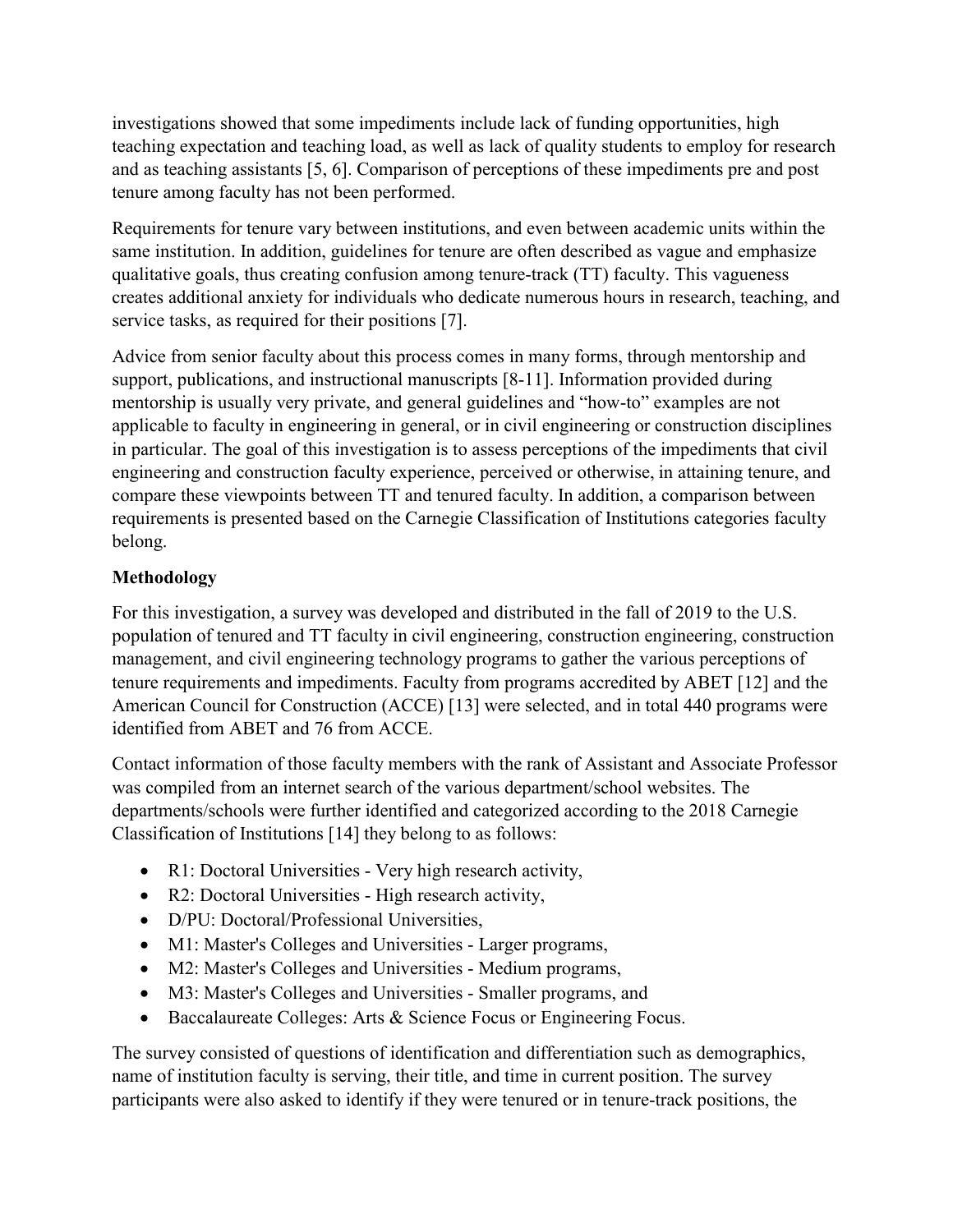investigations showed that some impediments include lack of funding opportunities, high teaching expectation and teaching load, as well as lack of quality students to employ for research and as teaching assistants [5, 6]. Comparison of perceptions of these impediments pre and post tenure among faculty has not been performed.

Requirements for tenure vary between institutions, and even between academic units within the same institution. In addition, guidelines for tenure are often described as vague and emphasize qualitative goals, thus creating confusion among tenure-track (TT) faculty. This vagueness creates additional anxiety for individuals who dedicate numerous hours in research, teaching, and service tasks, as required for their positions [7].

Advice from senior faculty about this process comes in many forms, through mentorship and support, publications, and instructional manuscripts [8-11]. Information provided during mentorship is usually very private, and general guidelines and "how-to" examples are not applicable to faculty in engineering in general, or in civil engineering or construction disciplines in particular. The goal of this investigation is to assess perceptions of the impediments that civil engineering and construction faculty experience, perceived or otherwise, in attaining tenure, and compare these viewpoints between TT and tenured faculty. In addition, a comparison between requirements is presented based on the Carnegie Classification of Institutions categories faculty belong.

## Methodology

For this investigation, a survey was developed and distributed in the fall of 2019 to the U.S. population of tenured and TT faculty in civil engineering, construction engineering, construction management, and civil engineering technology programs to gather the various perceptions of tenure requirements and impediments. Faculty from programs accredited by ABET [12] and the American Council for Construction (ACCE) [13] were selected, and in total 440 programs were identified from ABET and 76 from ACCE.

Contact information of those faculty members with the rank of Assistant and Associate Professor was compiled from an internet search of the various department/school websites. The departments/schools were further identified and categorized according to the 2018 Carnegie Classification of Institutions [14] they belong to as follows:

- R1: Doctoral Universities - Very high research activity,
- R2: Doctoral Universities - High research activity,
- D/PU: Doctoral/Professional Universities,
- M1: Master's Colleges and Universities - Larger programs,
- M2: Master's Colleges and Universities - Medium programs,
- M3: Master's Colleges and Universities - Smaller programs, and
- Baccalaureate Colleges: Arts & Science Focus or Engineering Focus.

The survey consisted of questions of identification and differentiation such as demographics, name of institution faculty is serving, their title, and time in current position. The survey participants were also asked to identify if they were tenured or in tenure-track positions, the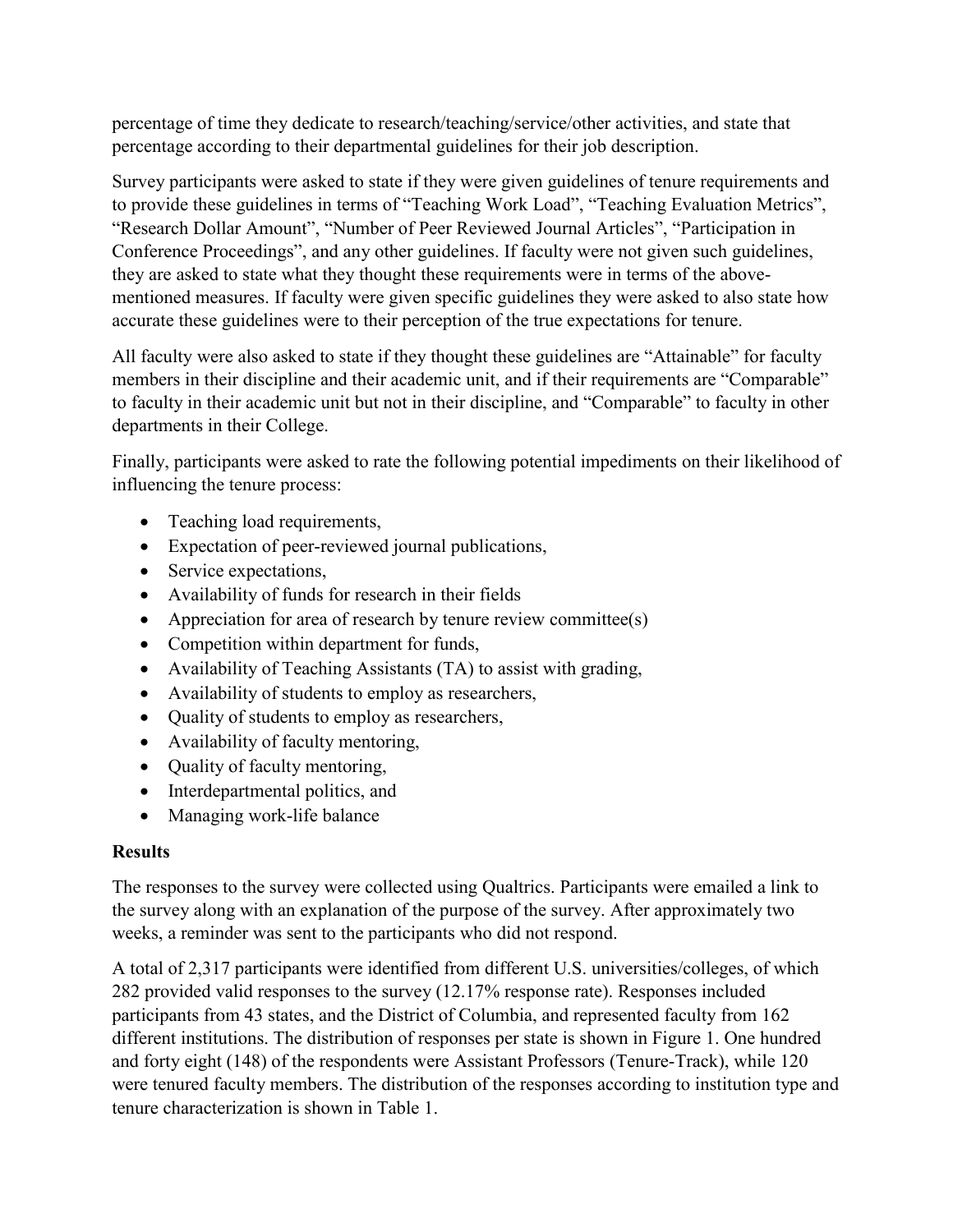percentage of time they dedicate to research/teaching/service/other activities, and state that percentage according to their departmental guidelines for their job description.

Survey participants were asked to state if they were given guidelines of tenure requirements and to provide these guidelines in terms of "Teaching Work Load", "Teaching Evaluation Metrics", "Research Dollar Amount", "Number of Peer Reviewed Journal Articles", "Participation in Conference Proceedings", and any other guidelines. If faculty were not given such guidelines, they are asked to state what they thought these requirements were in terms of the above-mentioned measures. If faculty were given specific guidelines they were asked to also state how accurate these guidelines were to their perception of the true expectations for tenure.

All faculty were also asked to state if they thought these guidelines are "Attainable" for faculty members in their discipline and their academic unit, and if their requirements are "Comparable" to faculty in their academic unit but not in their discipline, and "Comparable" to faculty in other departments in their College.

Finally, participants were asked to rate the following potential impediments on their likelihood of influencing the tenure process:

- Teaching load requirements,
- Expectation of peer-reviewed journal publications,
- Service expectations,
- Availability of funds for research in their fields
- Appreciation for area of research by tenure review committee(s)
- Competition within department for funds,
- Availability of Teaching Assistants (TA) to assist with grading,
- Availability of students to employ as researchers,
- Quality of students to employ as researchers,
- Availability of faculty mentoring,
- Quality of faculty mentoring,
- Interdepartmental politics, and
- Managing work-life balance

**Results**

The responses to the survey were collected using Qualtrics. Participants were emailed a link to the survey along with an explanation of the purpose of the survey. After approximately two weeks, a reminder was sent to the participants who did not respond.

A total of 2,317 participants were identified from different U.S. universities/colleges, of which 282 provided valid responses to the survey (12.17% response rate). Responses included participants from 43 states, and the District of Columbia, and represented faculty from 162 different institutions. The distribution of responses per state is shown in Figure 1. One hundred and forty eight (148) of the respondents were Assistant Professors (Tenure-Track), while 120 were tenured faculty members. The distribution of the responses according to institution type and tenure characterization is shown in Table 1.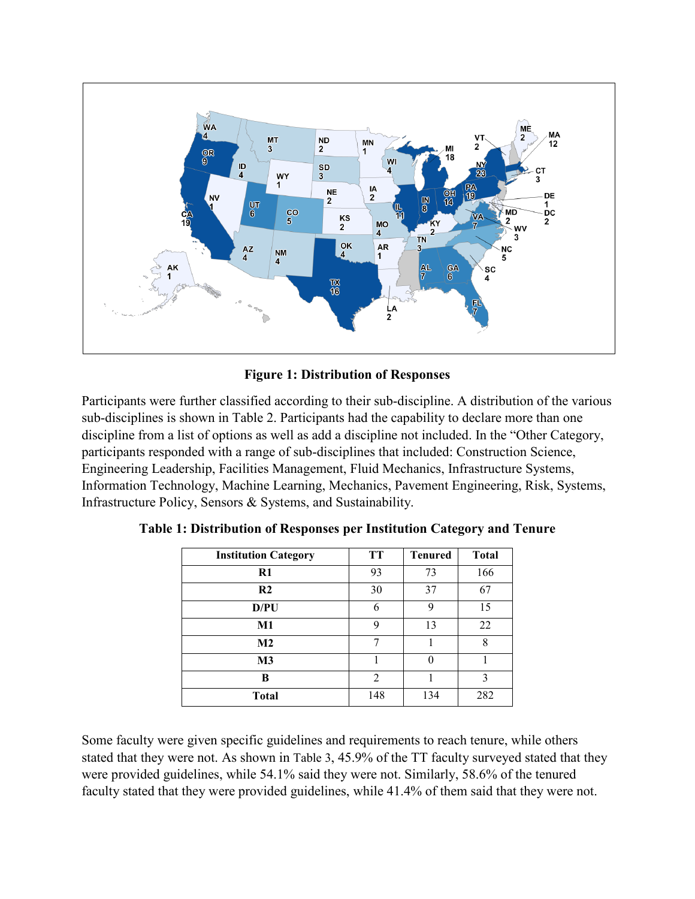**Figure 1: Distribution of Responses**

Participants were further classified according to their sub-discipline. A distribution of the various sub-disciplines is shown in Table 2. Participants had the capability to declare more than one discipline from a list of options as well as add a discipline not included. In the "Other Category, participants responded with a range of sub-disciplines that included: Construction Science, Engineering Leadership, Facilities Management, Fluid Mechanics, Infrastructure Systems, Information Technology, Machine Learning, Mechanics, Pavement Engineering, Risk, Systems, Infrastructure Policy, Sensors & Systems, and Sustainability.

**Table 1: Distribution of Responses per Institution Category and Tenure**

| Institution Category | TT | Tenured | Total |
| --- | --- | --- | --- |
| **R1** | 93 | 73 | 166 |
| **R2** | 30 | 37 | 67 |
| **D/PU** | 6 | 9 | 15 |
| **M1** | 9 | 13 | 22 |
| **M2** | 7 | 1 | 8 |
| **M3** | 1 | 0 | 1 |
| **B** | 2 | 1 | 3 |
| **Total** | 148 | 134 | 282 |

Some faculty were given specific guidelines and requirements to reach tenure, while others stated that they were not. As shown in Table 3, 45.9% of the TT faculty surveyed stated that they were provided guidelines, while 54.1% said they were not. Similarly, 58.6% of the tenured faculty stated that they were provided guidelines, while 41.4% of them said that they were not.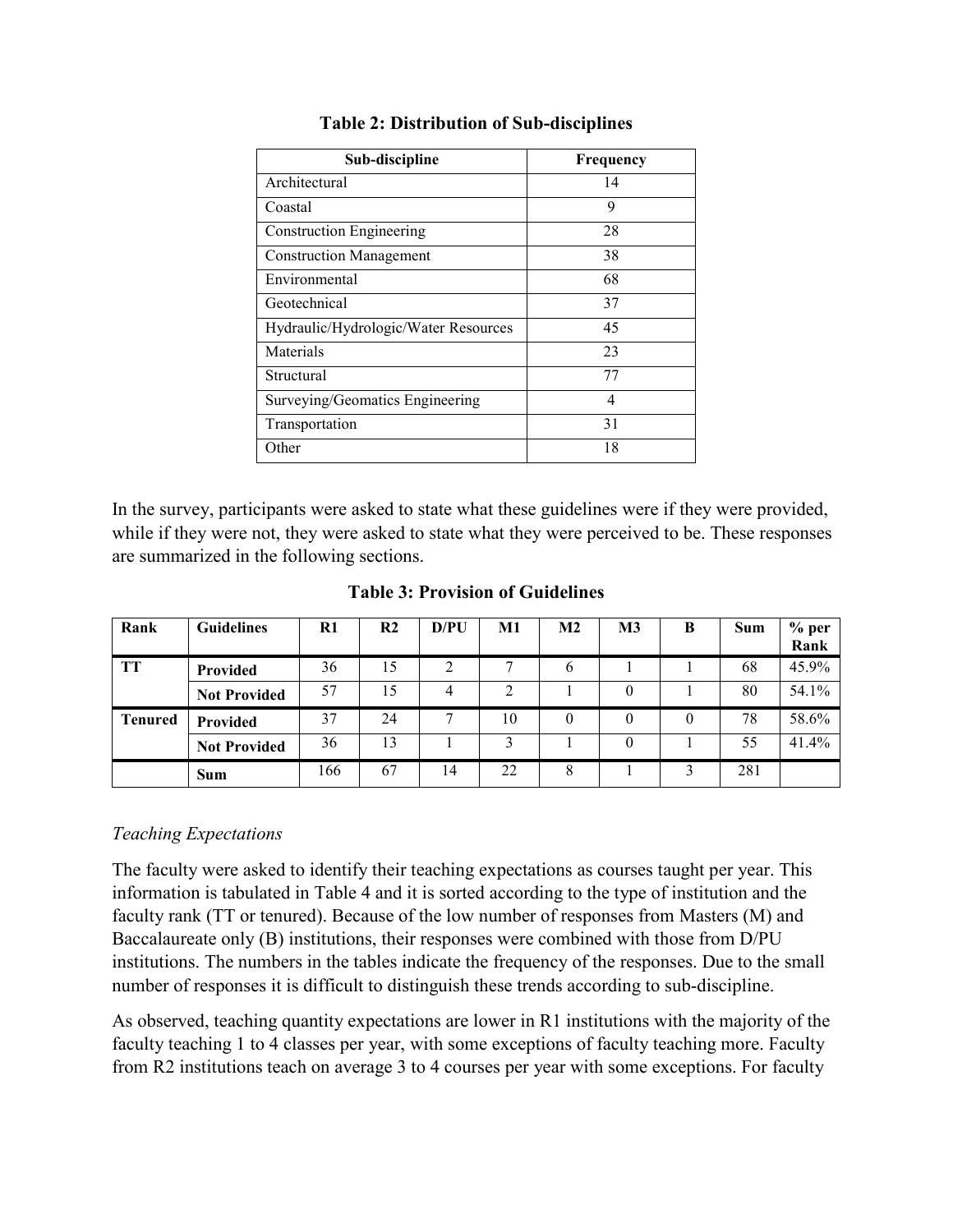**Table 2: Distribution of Sub-disciplines**

| Sub-discipline | Frequency |
|---|---|
| Architectural | 14 |
| Coastal | 9 |
| Construction Engineering | 28 |
| Construction Management | 38 |
| Environmental | 68 |
| Geotechnical | 37 |
| Hydraulic/Hydrologic/Water Resources | 45 |
| Materials | 23 |
| Structural | 77 |
| Surveying/Geomatics Engineering | 4 |
| Transportation | 31 |
| Other | 18 |

In the survey, participants were asked to state what these guidelines were if they were provided, while if they were not, they were asked to state what they were perceived to be. These responses are summarized in the following sections.

**Table 3: Provision of Guidelines**

| Rank | Guidelines | R1 | R2 | D/PU | M1 | M2 | M3 | B | Sum | % per Rank |
|---|---|---|---|---|---|---|---|---|---|---|
| **TT** | **Provided** | 36 | 15 | 2 | 7 | 6 | 1 | 1 | 68 | 45.9% |
| | **Not Provided** | 57 | 15 | 4 | 2 | 1 | 0 | 1 | 80 | 54.1% |
| **Tenured** | **Provided** | 37 | 24 | 7 | 10 | 0 | 0 | 0 | 78 | 58.6% |
| | **Not Provided** | 36 | 13 | 1 | 3 | 1 | 0 | 1 | 55 | 41.4% |
| | **Sum** | 166 | 67 | 14 | 22 | 8 | 1 | 3 | 281 | |

*Teaching Expectations*

The faculty were asked to identify their teaching expectations as courses taught per year. This information is tabulated in Table 4 and it is sorted according to the type of institution and the faculty rank (TT or tenured). Because of the low number of responses from Masters (M) and Baccalaureate only (B) institutions, their responses were combined with those from D/PU institutions. The numbers in the tables indicate the frequency of the responses. Due to the small number of responses it is difficult to distinguish these trends according to sub-discipline.

As observed, teaching quantity expectations are lower in R1 institutions with the majority of the faculty teaching 1 to 4 classes per year, with some exceptions of faculty teaching more. Faculty from R2 institutions teach on average 3 to 4 courses per year with some exceptions. For faculty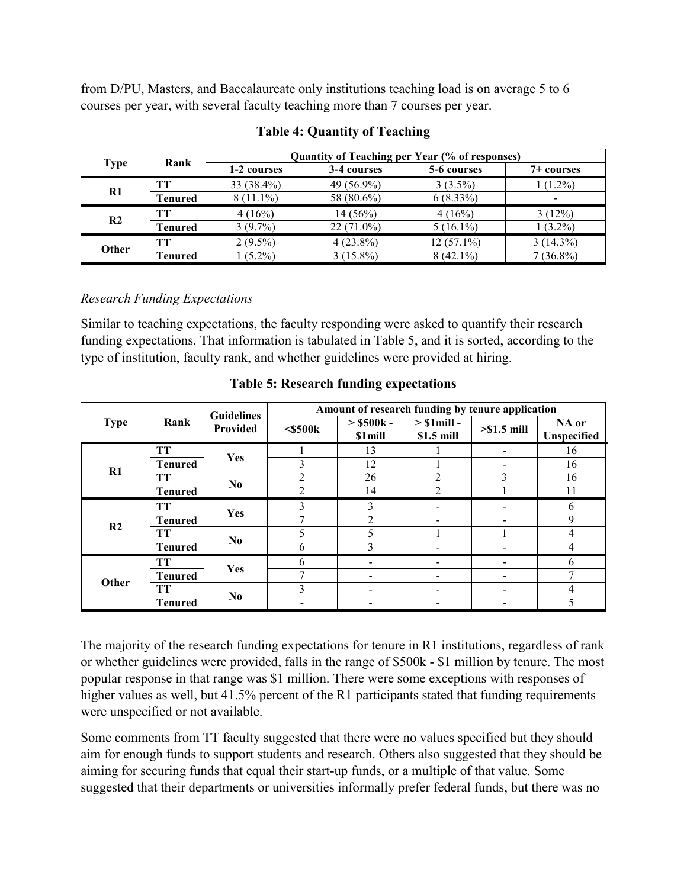from D/PU, Masters, and Baccalaureate only institutions teaching load is on average 5 to 6 courses per year, with several faculty teaching more than 7 courses per year.

**Table 4: Quantity of Teaching**

| Type | Rank | Quantity of Teaching per Year (% of responses) | | | |
|---|---|---|---|---|---|
| | | 1-2 courses | 3-4 courses | 5-6 courses | 7+ courses |
| R1 | TT | 33 (38.4%) | 49 (56.9%) | 3 (3.5%) | 1 (1.2%) |
| | Tenured | 8 (11.1%) | 58 (80.6%) | 6 (8.33%) | - |
| R2 | TT | 4 (16%) | 14 (56%) | 4 (16%) | 3 (12%) |
| | Tenured | 3 (9.7%) | 22 (71.0%) | 5 (16.1%) | 1 (3.2%) |
| Other | TT | 2 (9.5%) | 4 (23.8%) | 12 (57.1%) | 3 (14.3%) |
| | Tenured | 1 (5.2%) | 3 (15.8%) | 8 (42.1%) | 7 (36.8%) |

*Research Funding Expectations*

Similar to teaching expectations, the faculty responding were asked to quantify their research funding expectations. That information is tabulated in Table 5, and it is sorted, according to the type of institution, faculty rank, and whether guidelines were provided at hiring.

**Table 5: Research funding expectations**

| Type | Rank | Guidelines Provided | Amount of research funding by tenure application | | | | |
|---|---|---|---|---|---|---|---|
| | | | <$500k | > $500k - $1mill | > $1mill - $1.5 mill | >$1.5 mill | NA or Unspecified |
| R1 | TT | Yes | 1 | 13 | 1 | - | 16 |
| | Tenured | | 3 | 12 | 1 | - | 16 |
| | TT | No | 2 | 26 | 2 | 3 | 16 |
| | Tenured | | 2 | 14 | 2 | 1 | 11 |
| R2 | TT | Yes | 3 | 3 | - | - | 6 |
| | Tenured | | 7 | 2 | - | - | 9 |
| | TT | No | 5 | 5 | 1 | 1 | 4 |
| | Tenured | | 6 | 3 | - | - | 4 |
| Other | TT | Yes | 6 | - | - | - | 6 |
| | Tenured | | 7 | - | - | - | 7 |
| | TT | No | 3 | - | - | - | 4 |
| | Tenured | | - | - | - | - | 5 |

The majority of the research funding expectations for tenure in R1 institutions, regardless of rank or whether guidelines were provided, falls in the range of $500k - $1 million by tenure. The most popular response in that range was $1 million. There were some exceptions with responses of higher values as well, but 41.5% percent of the R1 participants stated that funding requirements were unspecified or not available.

Some comments from TT faculty suggested that there were no values specified but they should aim for enough funds to support students and research. Others also suggested that they should be aiming for securing funds that equal their start-up funds, or a multiple of that value. Some suggested that their departments or universities informally prefer federal funds, but there was no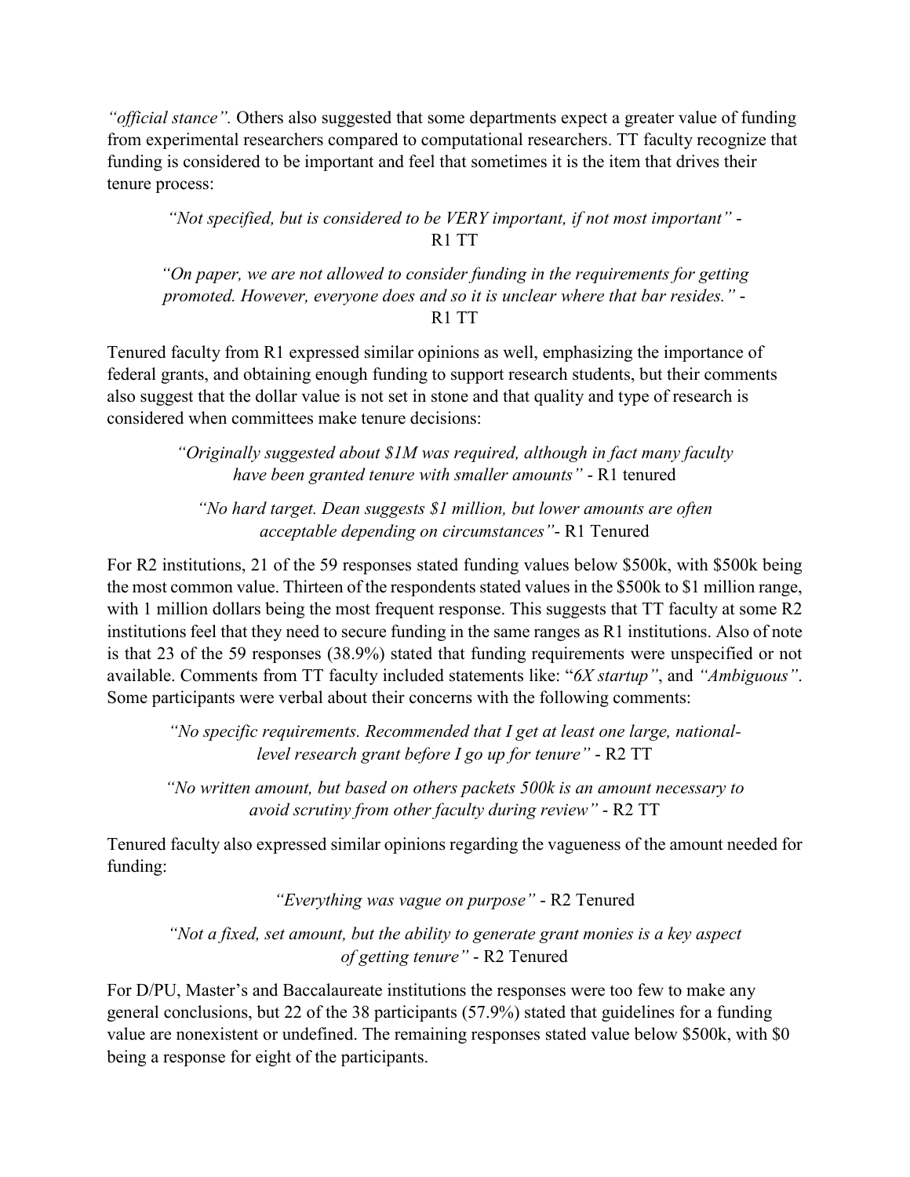*"official stance".* Others also suggested that some departments expect a greater value of funding from experimental researchers compared to computational researchers. TT faculty recognize that funding is considered to be important and feel that sometimes it is the item that drives their tenure process:

> *"Not specified, but is considered to be VERY important, if not most important"* - R1 TT

> *"On paper, we are not allowed to consider funding in the requirements for getting promoted. However, everyone does and so it is unclear where that bar resides."* - R1 TT

Tenured faculty from R1 expressed similar opinions as well, emphasizing the importance of federal grants, and obtaining enough funding to support research students, but their comments also suggest that the dollar value is not set in stone and that quality and type of research is considered when committees make tenure decisions:

> *"Originally suggested about $1M was required, although in fact many faculty have been granted tenure with smaller amounts"* - R1 tenured

> *"No hard target. Dean suggests $1 million, but lower amounts are often acceptable depending on circumstances"*- R1 Tenured

For R2 institutions, 21 of the 59 responses stated funding values below $500k, with $500k being the most common value. Thirteen of the respondents stated values in the $500k to $1 million range, with 1 million dollars being the most frequent response. This suggests that TT faculty at some R2 institutions feel that they need to secure funding in the same ranges as R1 institutions. Also of note is that 23 of the 59 responses (38.9%) stated that funding requirements were unspecified or not available. Comments from TT faculty included statements like: "*6X startup"*, and *"Ambiguous"*. Some participants were verbal about their concerns with the following comments:

> *"No specific requirements. Recommended that I get at least one large, national-level research grant before I go up for tenure"* - R2 TT

> *"No written amount, but based on others packets 500k is an amount necessary to avoid scrutiny from other faculty during review"* - R2 TT

Tenured faculty also expressed similar opinions regarding the vagueness of the amount needed for funding:

> *"Everything was vague on purpose"* - R2 Tenured

> *"Not a fixed, set amount, but the ability to generate grant monies is a key aspect of getting tenure"* - R2 Tenured

For D/PU, Master's and Baccalaureate institutions the responses were too few to make any general conclusions, but 22 of the 38 participants (57.9%) stated that guidelines for a funding value are nonexistent or undefined. The remaining responses stated value below $500k, with $0 being a response for eight of the participants.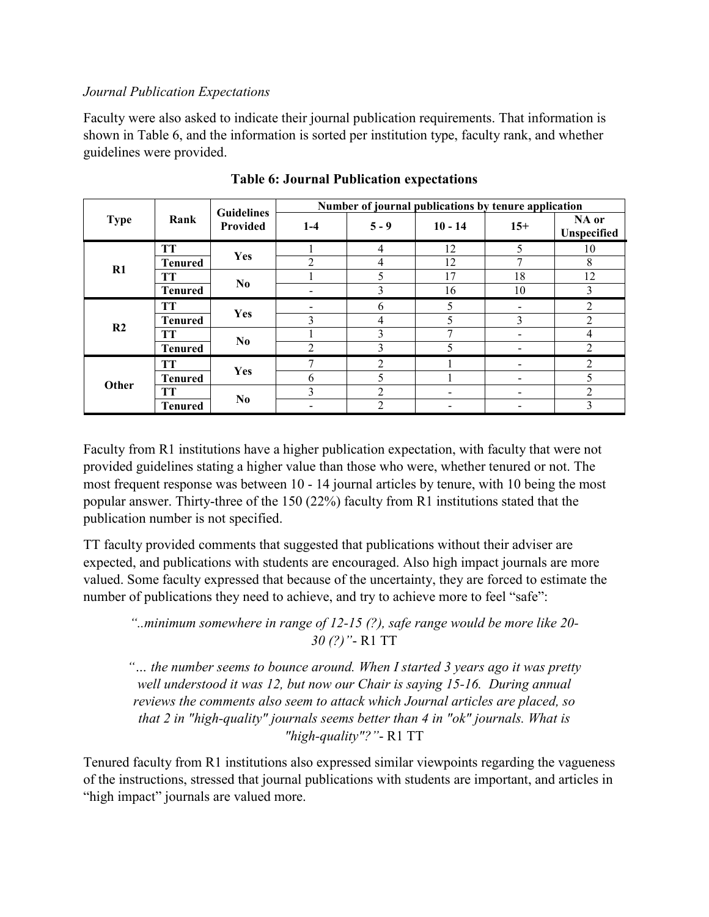*Journal Publication Expectations*

Faculty were also asked to indicate their journal publication requirements. That information is shown in Table 6, and the information is sorted per institution type, faculty rank, and whether guidelines were provided.

**Table 6: Journal Publication expectations**

| Type | Rank | Guidelines Provided | Number of journal publications by tenure application | | | | |
|---|---|---|---|---|---|---|---|
| | | | 1-4 | 5 - 9 | 10 - 14 | 15+ | NA or Unspecified |
| R1 | TT | Yes | 1 | 4 | 12 | 5 | 10 |
| | Tenured | | 2 | 4 | 12 | 7 | 8 |
| | TT | No | 1 | 5 | 17 | 18 | 12 |
| | Tenured | | - | 3 | 16 | 10 | 3 |
| R2 | TT | Yes | - | 6 | 5 | - | 2 |
| | Tenured | | 3 | 4 | 5 | 3 | 2 |
| | TT | No | 1 | 3 | 7 | - | 4 |
| | Tenured | | 2 | 3 | 5 | - | 2 |
| Other | TT | Yes | 7 | 2 | 1 | - | 2 |
| | Tenured | | 6 | 5 | 1 | - | 5 |
| | TT | No | 3 | 2 | - | - | 2 |
| | Tenured | | - | 2 | - | - | 3 |

Faculty from R1 institutions have a higher publication expectation, with faculty that were not provided guidelines stating a higher value than those who were, whether tenured or not. The most frequent response was between 10 - 14 journal articles by tenure, with 10 being the most popular answer. Thirty-three of the 150 (22%) faculty from R1 institutions stated that the publication number is not specified.

TT faculty provided comments that suggested that publications without their adviser are expected, and publications with students are encouraged. Also high impact journals are more valued. Some faculty expressed that because of the uncertainty, they are forced to estimate the number of publications they need to achieve, and try to achieve more to feel "safe":

> *"..minimum somewhere in range of 12-15 (?), safe range would be more like 20-30 (?)"*- R1 TT

> *"… the number seems to bounce around. When I started 3 years ago it was pretty well understood it was 12, but now our Chair is saying 15-16. During annual reviews the comments also seem to attack which Journal articles are placed, so that 2 in "high-quality" journals seems better than 4 in "ok" journals. What is "high-quality"?"*- R1 TT

Tenured faculty from R1 institutions also expressed similar viewpoints regarding the vagueness of the instructions, stressed that journal publications with students are important, and articles in "high impact" journals are valued more.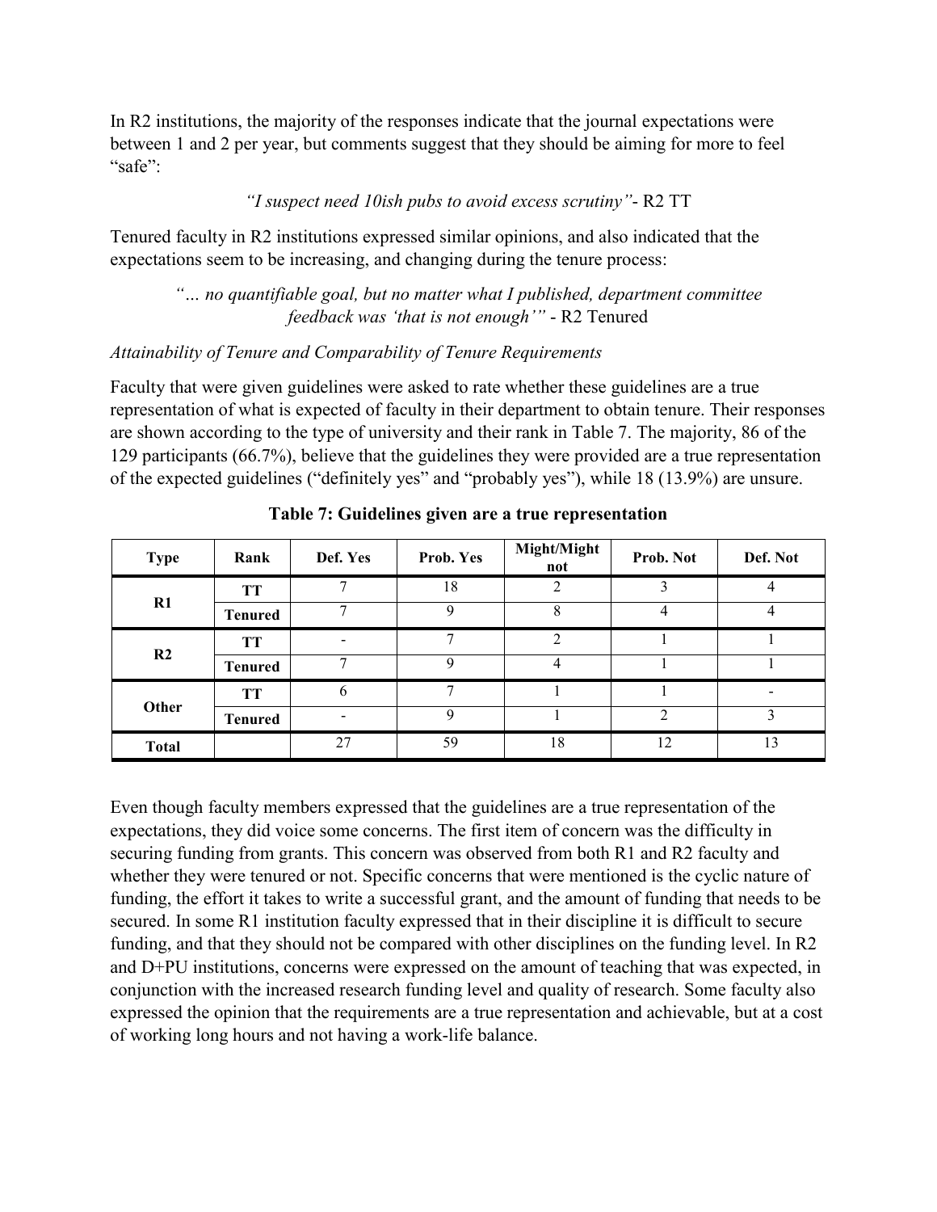In R2 institutions, the majority of the responses indicate that the journal expectations were between 1 and 2 per year, but comments suggest that they should be aiming for more to feel "safe":

*"I suspect need 10ish pubs to avoid excess scrutiny"*- R2 TT

Tenured faculty in R2 institutions expressed similar opinions, and also indicated that the expectations seem to be increasing, and changing during the tenure process:

*"… no quantifiable goal, but no matter what I published, department committee feedback was 'that is not enough'"* - R2 Tenured

*Attainability of Tenure and Comparability of Tenure Requirements*

Faculty that were given guidelines were asked to rate whether these guidelines are a true representation of what is expected of faculty in their department to obtain tenure. Their responses are shown according to the type of university and their rank in Table 7. The majority, 86 of the 129 participants (66.7%), believe that the guidelines they were provided are a true representation of the expected guidelines ("definitely yes" and "probably yes"), while 18 (13.9%) are unsure.

**Table 7: Guidelines given are a true representation**

| Type | Rank | Def. Yes | Prob. Yes | Might/Might not | Prob. Not | Def. Not |
|---|---|---|---|---|---|---|
| R1 | TT | 7 | 18 | 2 | 3 | 4 |
| | Tenured | 7 | 9 | 8 | 4 | 4 |
| R2 | TT | - | 7 | 2 | 1 | 1 |
| | Tenured | 7 | 9 | 4 | 1 | 1 |
| Other | TT | 6 | 7 | 1 | 1 | - |
| | Tenured | - | 9 | 1 | 2 | 3 |
| Total | | 27 | 59 | 18 | 12 | 13 |

Even though faculty members expressed that the guidelines are a true representation of the expectations, they did voice some concerns. The first item of concern was the difficulty in securing funding from grants. This concern was observed from both R1 and R2 faculty and whether they were tenured or not. Specific concerns that were mentioned is the cyclic nature of funding, the effort it takes to write a successful grant, and the amount of funding that needs to be secured. In some R1 institution faculty expressed that in their discipline it is difficult to secure funding, and that they should not be compared with other disciplines on the funding level. In R2 and D+PU institutions, concerns were expressed on the amount of teaching that was expected, in conjunction with the increased research funding level and quality of research. Some faculty also expressed the opinion that the requirements are a true representation and achievable, but at a cost of working long hours and not having a work-life balance.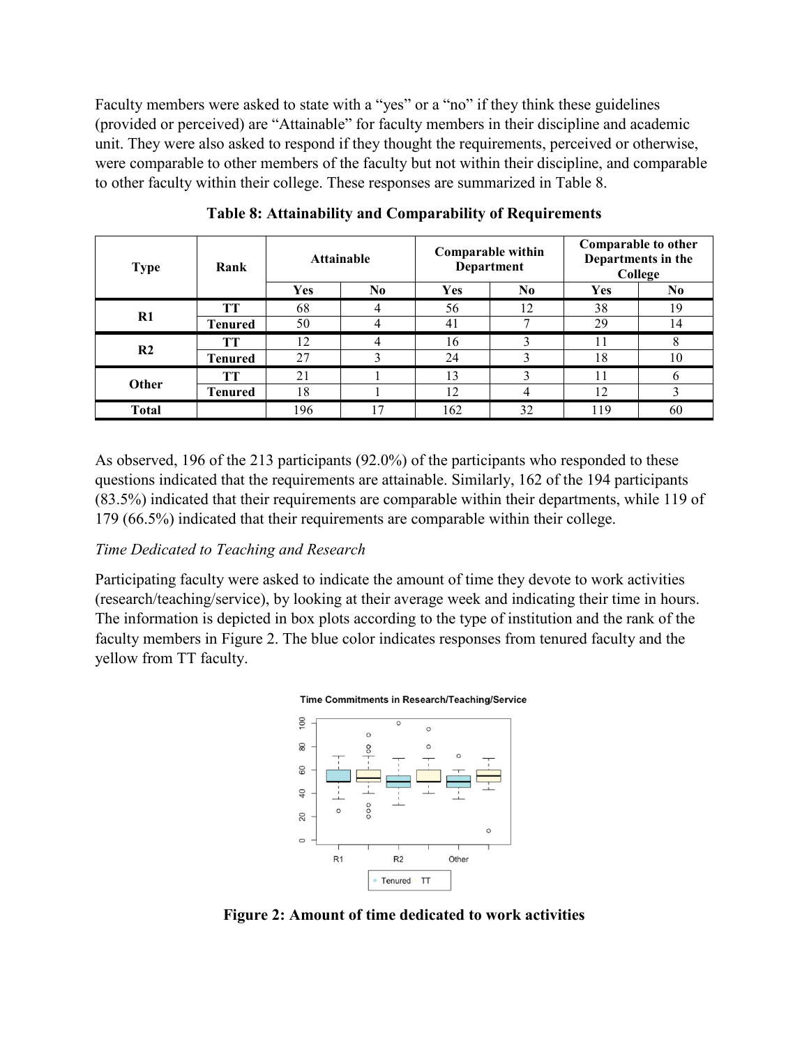Faculty members were asked to state with a "yes" or a "no" if they think these guidelines (provided or perceived) are "Attainable" for faculty members in their discipline and academic unit. They were also asked to respond if they thought the requirements, perceived or otherwise, were comparable to other members of the faculty but not within their discipline, and comparable to other faculty within their college. These responses are summarized in Table 8.

**Table 8: Attainability and Comparability of Requirements**

| Type | Rank | Attainable | | Comparable within Department | | Comparable to other Departments in the College | |
|---|---|---|---|---|---|---|---|
| | | Yes | No | Yes | No | Yes | No |
| R1 | TT | 68 | 4 | 56 | 12 | 38 | 19 |
| | Tenured | 50 | 4 | 41 | 7 | 29 | 14 |
| R2 | TT | 12 | 4 | 16 | 3 | 11 | 8 |
| | Tenured | 27 | 3 | 24 | 3 | 18 | 10 |
| Other | TT | 21 | 1 | 13 | 3 | 11 | 6 |
| | Tenured | 18 | 1 | 12 | 4 | 12 | 3 |
| **Total** | | 196 | 17 | 162 | 32 | 119 | 60 |

As observed, 196 of the 213 participants (92.0%) of the participants who responded to these questions indicated that the requirements are attainable. Similarly, 162 of the 194 participants (83.5%) indicated that their requirements are comparable within their departments, while 119 of 179 (66.5%) indicated that their requirements are comparable within their college.

*Time Dedicated to Teaching and Research*

Participating faculty were asked to indicate the amount of time they devote to work activities (research/teaching/service), by looking at their average week and indicating their time in hours. The information is depicted in box plots according to the type of institution and the rank of the faculty members in Figure 2. The blue color indicates responses from tenured faculty and the yellow from TT faculty.

**Figure 2: Amount of time dedicated to work activities**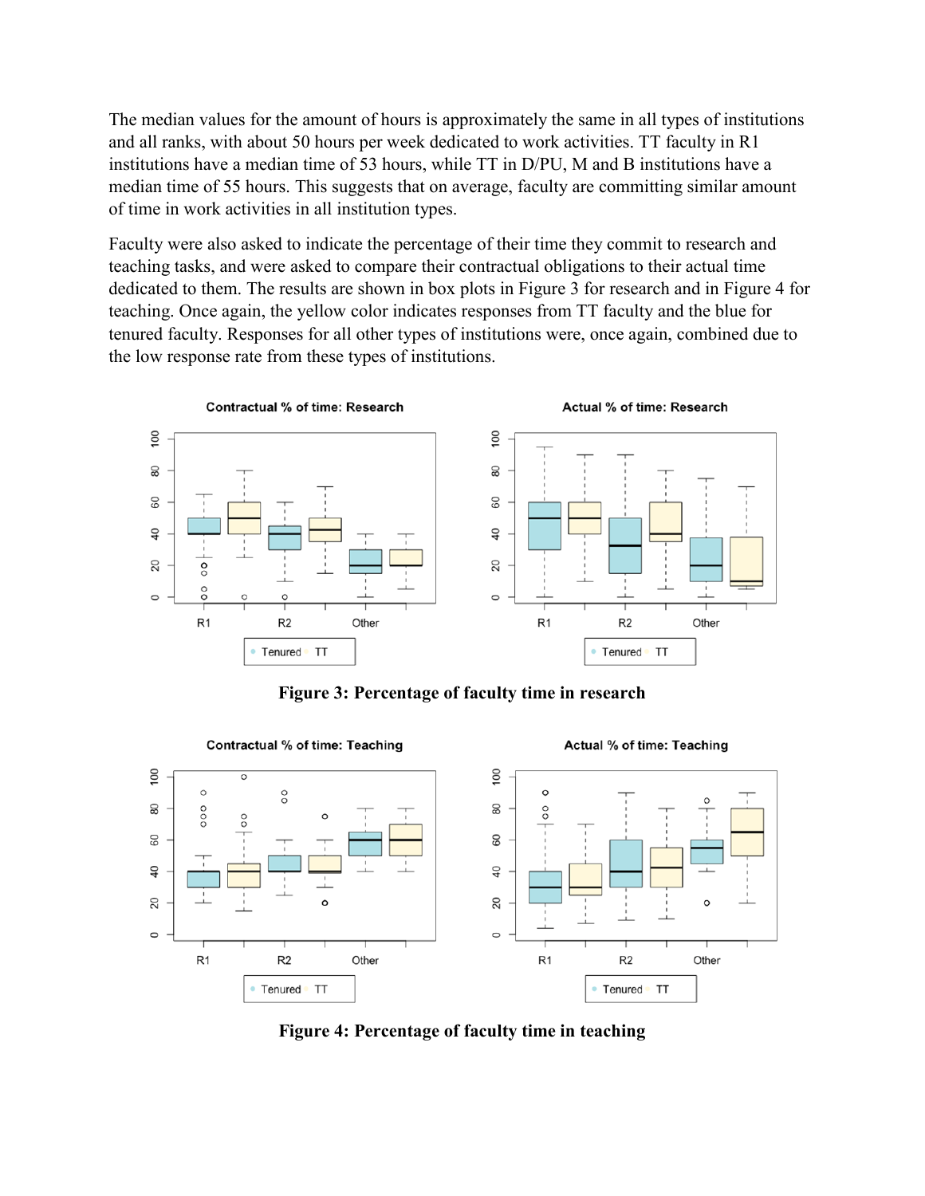The median values for the amount of hours is approximately the same in all types of institutions and all ranks, with about 50 hours per week dedicated to work activities. TT faculty in R1 institutions have a median time of 53 hours, while TT in D/PU, M and B institutions have a median time of 55 hours. This suggests that on average, faculty are committing similar amount of time in work activities in all institution types.

Faculty were also asked to indicate the percentage of their time they commit to research and teaching tasks, and were asked to compare their contractual obligations to their actual time dedicated to them. The results are shown in box plots in Figure 3 for research and in Figure 4 for teaching. Once again, the yellow color indicates responses from TT faculty and the blue for tenured faculty. Responses for all other types of institutions were, once again, combined due to the low response rate from these types of institutions.

**Figure 3: Percentage of faculty time in research**

**Figure 4: Percentage of faculty time in teaching**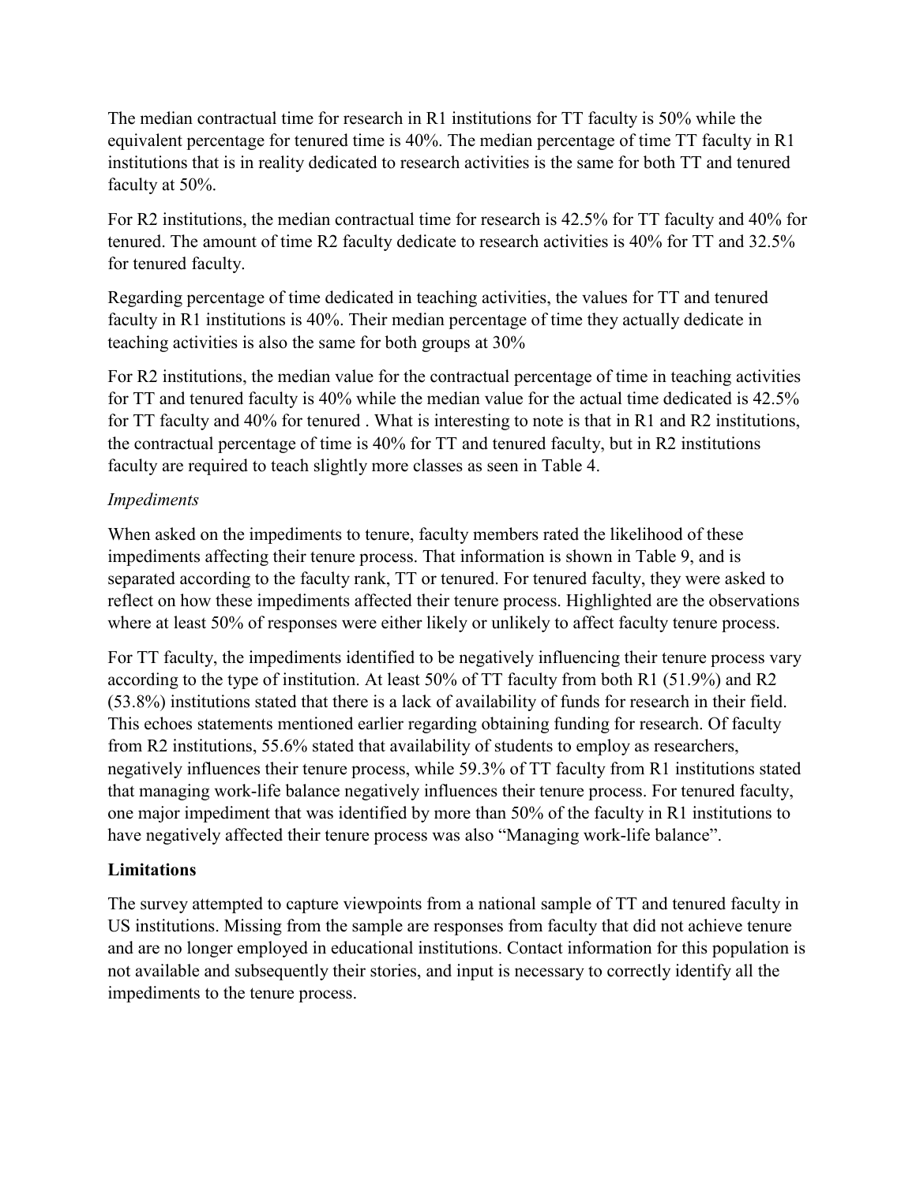The median contractual time for research in R1 institutions for TT faculty is 50% while the equivalent percentage for tenured time is 40%. The median percentage of time TT faculty in R1 institutions that is in reality dedicated to research activities is the same for both TT and tenured faculty at 50%.

For R2 institutions, the median contractual time for research is 42.5% for TT faculty and 40% for tenured. The amount of time R2 faculty dedicate to research activities is 40% for TT and 32.5% for tenured faculty.

Regarding percentage of time dedicated in teaching activities, the values for TT and tenured faculty in R1 institutions is 40%. Their median percentage of time they actually dedicate in teaching activities is also the same for both groups at 30%

For R2 institutions, the median value for the contractual percentage of time in teaching activities for TT and tenured faculty is 40% while the median value for the actual time dedicated is 42.5% for TT faculty and 40% for tenured . What is interesting to note is that in R1 and R2 institutions, the contractual percentage of time is 40% for TT and tenured faculty, but in R2 institutions faculty are required to teach slightly more classes as seen in Table 4.

*Impediments*

When asked on the impediments to tenure, faculty members rated the likelihood of these impediments affecting their tenure process. That information is shown in Table 9, and is separated according to the faculty rank, TT or tenured. For tenured faculty, they were asked to reflect on how these impediments affected their tenure process. Highlighted are the observations where at least 50% of responses were either likely or unlikely to affect faculty tenure process.

For TT faculty, the impediments identified to be negatively influencing their tenure process vary according to the type of institution. At least 50% of TT faculty from both R1 (51.9%) and R2 (53.8%) institutions stated that there is a lack of availability of funds for research in their field. This echoes statements mentioned earlier regarding obtaining funding for research. Of faculty from R2 institutions, 55.6% stated that availability of students to employ as researchers, negatively influences their tenure process, while 59.3% of TT faculty from R1 institutions stated that managing work-life balance negatively influences their tenure process. For tenured faculty, one major impediment that was identified by more than 50% of the faculty in R1 institutions to have negatively affected their tenure process was also "Managing work-life balance".

## Limitations

The survey attempted to capture viewpoints from a national sample of TT and tenured faculty in US institutions. Missing from the sample are responses from faculty that did not achieve tenure and are no longer employed in educational institutions. Contact information for this population is not available and subsequently their stories, and input is necessary to correctly identify all the impediments to the tenure process.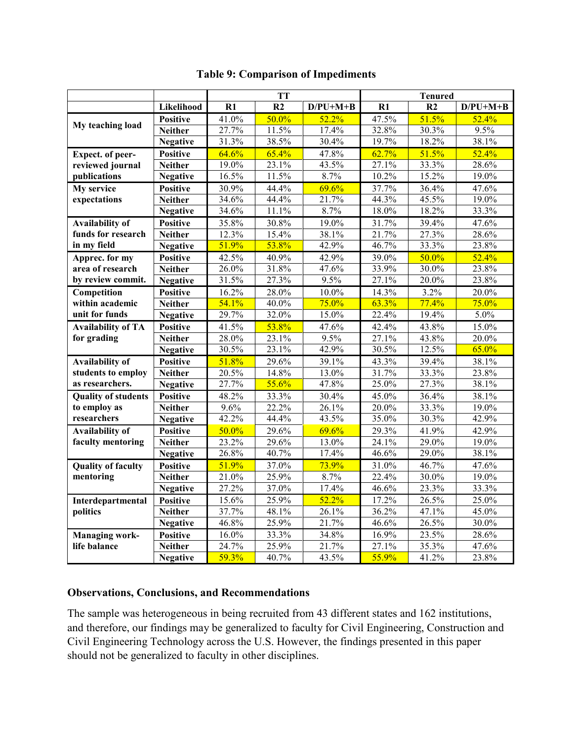**Table 9: Comparison of Impediments**

| | | TT | | | Tenured | | |
|---|---|---|---|---|---|---|---|
| | **Likelihood** | **R1** | **R2** | **D/PU+M+B** | **R1** | **R2** | **D/PU+M+B** |
| **My teaching load** | **Positive** | 41.0% | 50.0% | 52.2% | 47.5% | 51.5% | 52.4% |
| | **Neither** | 27.7% | 11.5% | 17.4% | 32.8% | 30.3% | 9.5% |
| | **Negative** | 31.3% | 38.5% | 30.4% | 19.7% | 18.2% | 38.1% |
| **Expect. of peer-reviewed journal publications** | **Positive** | 64.6% | 65.4% | 47.8% | 62.7% | 51.5% | 52.4% |
| | **Neither** | 19.0% | 23.1% | 43.5% | 27.1% | 33.3% | 28.6% |
| | **Negative** | 16.5% | 11.5% | 8.7% | 10.2% | 15.2% | 19.0% |
| **My service expectations** | **Positive** | 30.9% | 44.4% | 69.6% | 37.7% | 36.4% | 47.6% |
| | **Neither** | 34.6% | 44.4% | 21.7% | 44.3% | 45.5% | 19.0% |
| | **Negative** | 34.6% | 11.1% | 8.7% | 18.0% | 18.2% | 33.3% |
| **Availability of funds for research in my field** | **Positive** | 35.8% | 30.8% | 19.0% | 31.7% | 39.4% | 47.6% |
| | **Neither** | 12.3% | 15.4% | 38.1% | 21.7% | 27.3% | 28.6% |
| | **Negative** | 51.9% | 53.8% | 42.9% | 46.7% | 33.3% | 23.8% |
| **Apprec. for my area of research by review commit.** | **Positive** | 42.5% | 40.9% | 42.9% | 39.0% | 50.0% | 52.4% |
| | **Neither** | 26.0% | 31.8% | 47.6% | 33.9% | 30.0% | 23.8% |
| | **Negative** | 31.5% | 27.3% | 9.5% | 27.1% | 20.0% | 23.8% |
| **Competition within academic unit for funds** | **Positive** | 16.2% | 28.0% | 10.0% | 14.3% | 3.2% | 20.0% |
| | **Neither** | 54.1% | 40.0% | 75.0% | 63.3% | 77.4% | 75.0% |
| | **Negative** | 29.7% | 32.0% | 15.0% | 22.4% | 19.4% | 5.0% |
| **Availability of TA for grading** | **Positive** | 41.5% | 53.8% | 47.6% | 42.4% | 43.8% | 15.0% |
| | **Neither** | 28.0% | 23.1% | 9.5% | 27.1% | 43.8% | 20.0% |
| | **Negative** | 30.5% | 23.1% | 42.9% | 30.5% | 12.5% | 65.0% |
| **Availability of students to employ as researchers.** | **Positive** | 51.8% | 29.6% | 39.1% | 43.3% | 39.4% | 38.1% |
| | **Neither** | 20.5% | 14.8% | 13.0% | 31.7% | 33.3% | 23.8% |
| | **Negative** | 27.7% | 55.6% | 47.8% | 25.0% | 27.3% | 38.1% |
| **Quality of students to employ as researchers** | **Positive** | 48.2% | 33.3% | 30.4% | 45.0% | 36.4% | 38.1% |
| | **Neither** | 9.6% | 22.2% | 26.1% | 20.0% | 33.3% | 19.0% |
| | **Negative** | 42.2% | 44.4% | 43.5% | 35.0% | 30.3% | 42.9% |
| **Availability of faculty mentoring** | **Positive** | 50.0% | 29.6% | 69.6% | 29.3% | 41.9% | 42.9% |
| | **Neither** | 23.2% | 29.6% | 13.0% | 24.1% | 29.0% | 19.0% |
| | **Negative** | 26.8% | 40.7% | 17.4% | 46.6% | 29.0% | 38.1% |
| **Quality of faculty mentoring** | **Positive** | 51.9% | 37.0% | 73.9% | 31.0% | 46.7% | 47.6% |
| | **Neither** | 21.0% | 25.9% | 8.7% | 22.4% | 30.0% | 19.0% |
| | **Negative** | 27.2% | 37.0% | 17.4% | 46.6% | 23.3% | 33.3% |
| **Interdepartmental politics** | **Positive** | 15.6% | 25.9% | 52.2% | 17.2% | 26.5% | 25.0% |
| | **Neither** | 37.7% | 48.1% | 26.1% | 36.2% | 47.1% | 45.0% |
| | **Negative** | 46.8% | 25.9% | 21.7% | 46.6% | 26.5% | 30.0% |
| **Managing work-life balance** | **Positive** | 16.0% | 33.3% | 34.8% | 16.9% | 23.5% | 28.6% |
| | **Neither** | 24.7% | 25.9% | 21.7% | 27.1% | 35.3% | 47.6% |
| | **Negative** | 59.3% | 40.7% | 43.5% | 55.9% | 41.2% | 23.8% |

## Observations, Conclusions, and Recommendations

The sample was heterogeneous in being recruited from 43 different states and 162 institutions, and therefore, our findings may be generalized to faculty for Civil Engineering, Construction and Civil Engineering Technology across the U.S. However, the findings presented in this paper should not be generalized to faculty in other disciplines.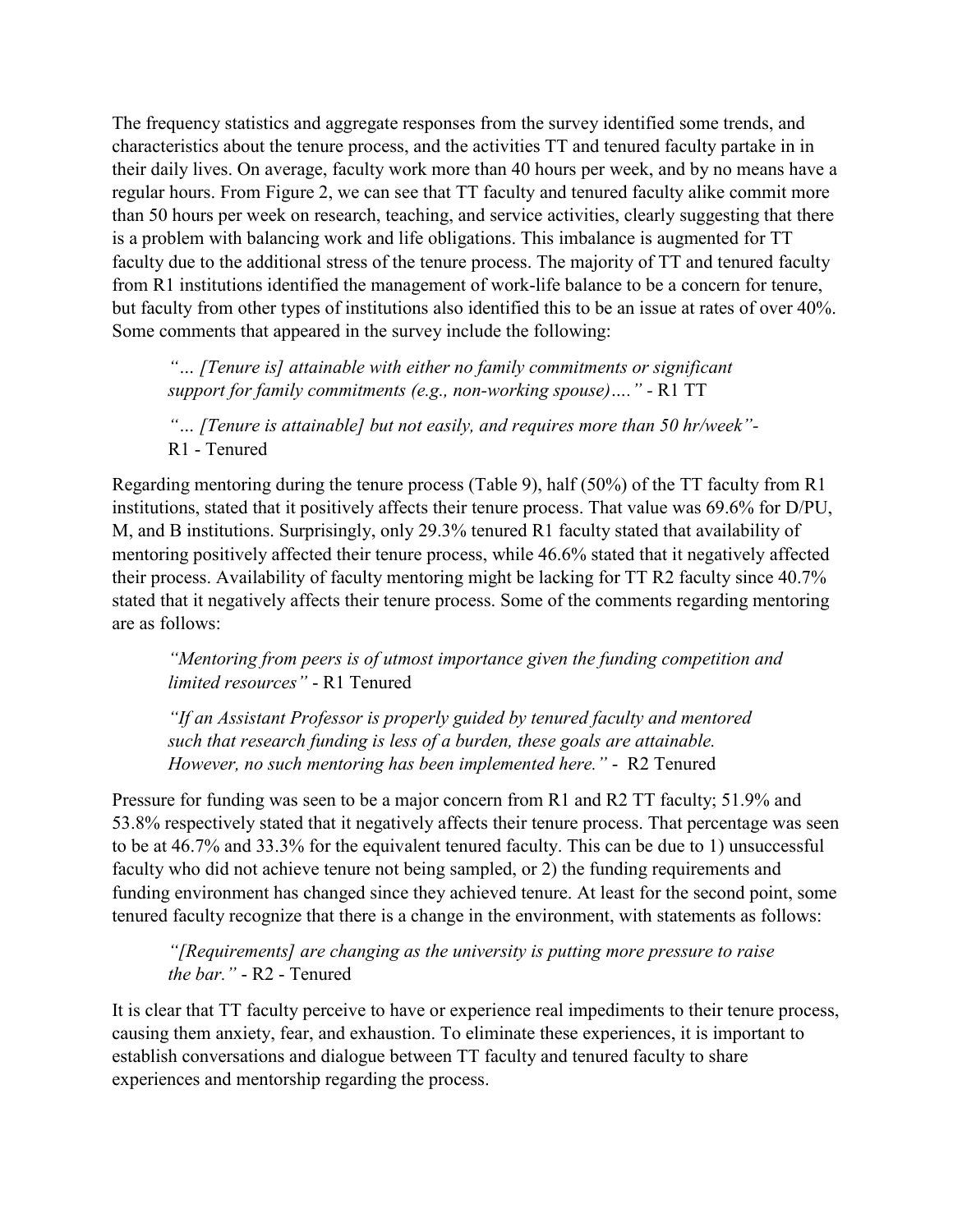The frequency statistics and aggregate responses from the survey identified some trends, and characteristics about the tenure process, and the activities TT and tenured faculty partake in in their daily lives. On average, faculty work more than 40 hours per week, and by no means have a regular hours. From Figure 2, we can see that TT faculty and tenured faculty alike commit more than 50 hours per week on research, teaching, and service activities, clearly suggesting that there is a problem with balancing work and life obligations. This imbalance is augmented for TT faculty due to the additional stress of the tenure process. The majority of TT and tenured faculty from R1 institutions identified the management of work-life balance to be a concern for tenure, but faculty from other types of institutions also identified this to be an issue at rates of over 40%. Some comments that appeared in the survey include the following:

> *"… [Tenure is] attainable with either no family commitments or significant support for family commitments (e.g., non-working spouse)…."* - R1 TT

> *"… [Tenure is attainable] but not easily, and requires more than 50 hr/week"*- R1 - Tenured

Regarding mentoring during the tenure process (Table 9), half (50%) of the TT faculty from R1 institutions, stated that it positively affects their tenure process. That value was 69.6% for D/PU, M, and B institutions. Surprisingly, only 29.3% tenured R1 faculty stated that availability of mentoring positively affected their tenure process, while 46.6% stated that it negatively affected their process. Availability of faculty mentoring might be lacking for TT R2 faculty since 40.7% stated that it negatively affects their tenure process. Some of the comments regarding mentoring are as follows:

> *"Mentoring from peers is of utmost importance given the funding competition and limited resources"* - R1 Tenured

> *"If an Assistant Professor is properly guided by tenured faculty and mentored such that research funding is less of a burden, these goals are attainable. However, no such mentoring has been implemented here."* - R2 Tenured

Pressure for funding was seen to be a major concern from R1 and R2 TT faculty; 51.9% and 53.8% respectively stated that it negatively affects their tenure process. That percentage was seen to be at 46.7% and 33.3% for the equivalent tenured faculty. This can be due to 1) unsuccessful faculty who did not achieve tenure not being sampled, or 2) the funding requirements and funding environment has changed since they achieved tenure. At least for the second point, some tenured faculty recognize that there is a change in the environment, with statements as follows:

> *"[Requirements] are changing as the university is putting more pressure to raise the bar."* - R2 - Tenured

It is clear that TT faculty perceive to have or experience real impediments to their tenure process, causing them anxiety, fear, and exhaustion. To eliminate these experiences, it is important to establish conversations and dialogue between TT faculty and tenured faculty to share experiences and mentorship regarding the process.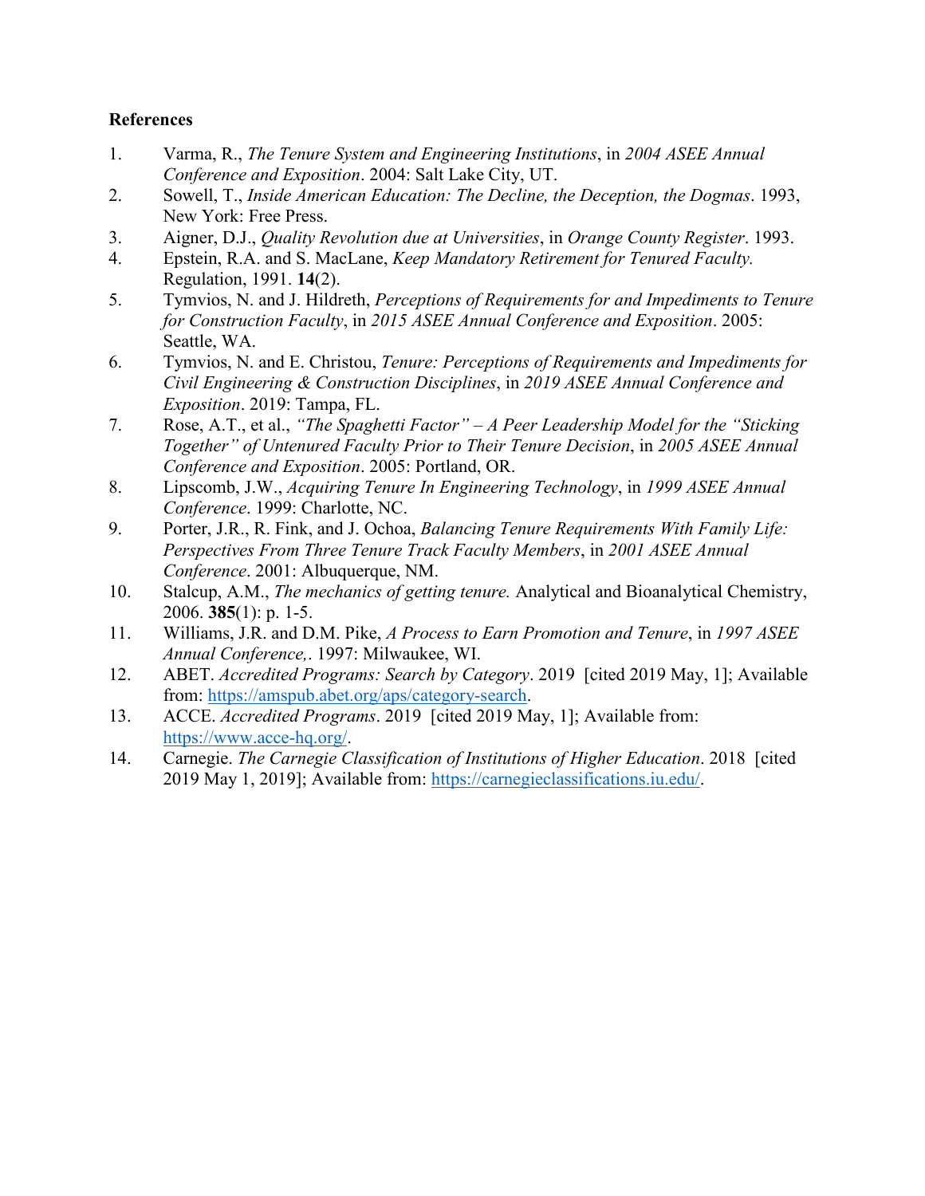**References**

1. Varma, R., *The Tenure System and Engineering Institutions*, in *2004 ASEE Annual Conference and Exposition*. 2004: Salt Lake City, UT.
2. Sowell, T., *Inside American Education: The Decline, the Deception, the Dogmas*. 1993, New York: Free Press.
3. Aigner, D.J., *Quality Revolution due at Universities*, in *Orange County Register*. 1993.
4. Epstein, R.A. and S. MacLane, *Keep Mandatory Retirement for Tenured Faculty.* Regulation, 1991. **14**(2).
5. Tymvios, N. and J. Hildreth, *Perceptions of Requirements for and Impediments to Tenure for Construction Faculty*, in *2015 ASEE Annual Conference and Exposition*. 2005: Seattle, WA.
6. Tymvios, N. and E. Christou, *Tenure: Perceptions of Requirements and Impediments for Civil Engineering & Construction Disciplines*, in *2019 ASEE Annual Conference and Exposition*. 2019: Tampa, FL.
7. Rose, A.T., et al., *"The Spaghetti Factor" – A Peer Leadership Model for the "Sticking Together" of Untenured Faculty Prior to Their Tenure Decision*, in *2005 ASEE Annual Conference and Exposition*. 2005: Portland, OR.
8. Lipscomb, J.W., *Acquiring Tenure In Engineering Technology*, in *1999 ASEE Annual Conference*. 1999: Charlotte, NC.
9. Porter, J.R., R. Fink, and J. Ochoa, *Balancing Tenure Requirements With Family Life: Perspectives From Three Tenure Track Faculty Members*, in *2001 ASEE Annual Conference*. 2001: Albuquerque, NM.
10. Stalcup, A.M., *The mechanics of getting tenure.* Analytical and Bioanalytical Chemistry, 2006. **385**(1): p. 1-5.
11. Williams, J.R. and D.M. Pike, *A Process to Earn Promotion and Tenure*, in *1997 ASEE Annual Conference,*. 1997: Milwaukee, WI.
12. ABET. *Accredited Programs: Search by Category*. 2019 [cited 2019 May, 1]; Available from: https://amspub.abet.org/aps/category-search.
13. ACCE. *Accredited Programs*. 2019 [cited 2019 May, 1]; Available from: https://www.acce-hq.org/.
14. Carnegie. *The Carnegie Classification of Institutions of Higher Education*. 2018 [cited 2019 May 1, 2019]; Available from: https://carnegieclassifications.iu.edu/.